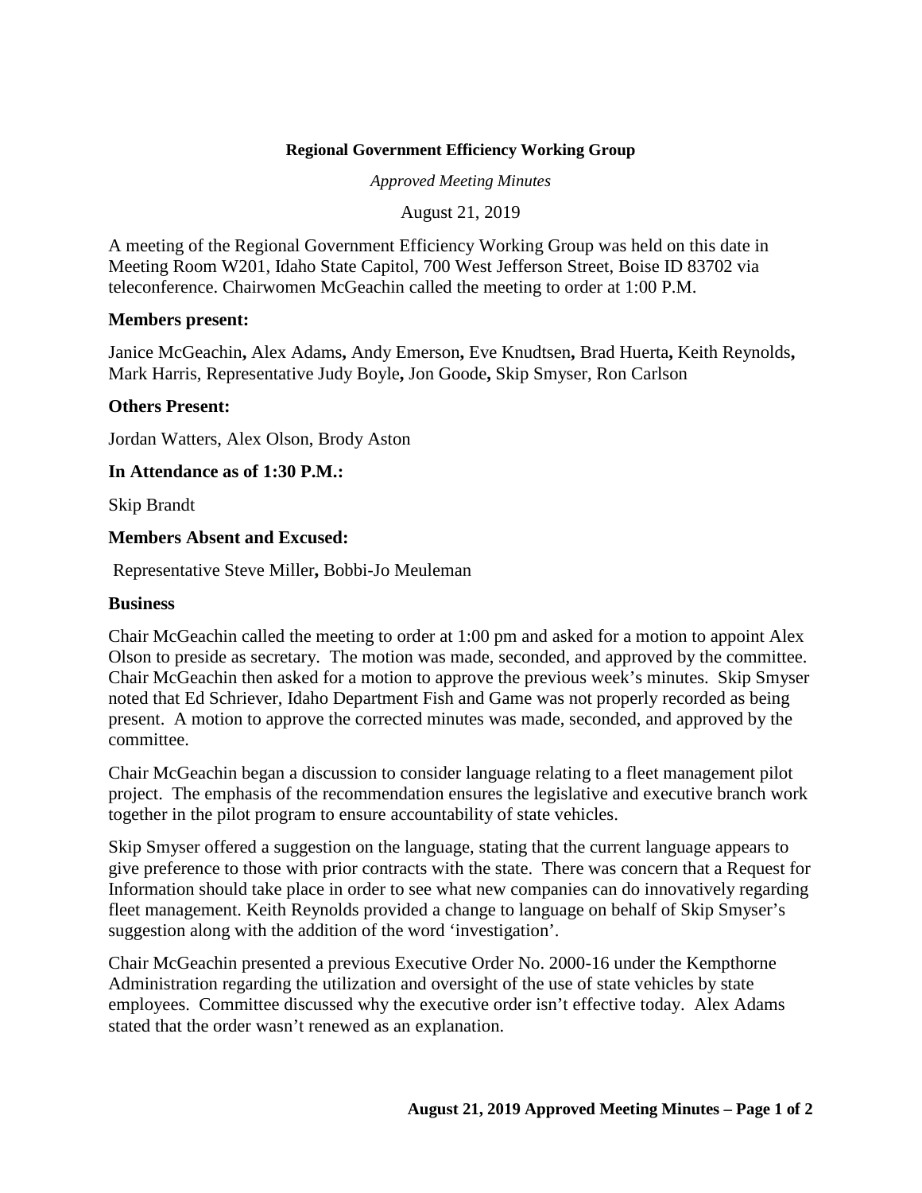**Regional Government Efficiency Working Group**

*Approved Meeting Minutes*

August 21, 2019

A meeting of the Regional Government Efficiency Working Group was held on this date in Meeting Room W201, Idaho State Capitol, 700 West Jefferson Street, Boise ID 83702 via teleconference. Chairwomen McGeachin called the meeting to order at 1:00 P.M.

**Members present:**

Janice McGeachin**,** Alex Adams**,** Andy Emerson**,** Eve Knudtsen**,** Brad Huerta**,** Keith Reynolds**,** Mark Harris, Representative Judy Boyle**,** Jon Goode**,** Skip Smyser, Ron Carlson

**Others Present:**

Jordan Watters, Alex Olson, Brody Aston

**In Attendance as of 1:30 P.M.:**

Skip Brandt

**Members Absent and Excused:**

Representative Steve Miller**,** Bobbi-Jo Meuleman

**Business**

Chair McGeachin called the meeting to order at 1:00 pm and asked for a motion to appoint Alex Olson to preside as secretary. The motion was made, seconded, and approved by the committee. Chair McGeachin then asked for a motion to approve the previous week's minutes. Skip Smyser noted that Ed Schriever, Idaho Department Fish and Game was not properly recorded as being present. A motion to approve the corrected minutes was made, seconded, and approved by the committee.

Chair McGeachin began a discussion to consider language relating to a fleet management pilot project. The emphasis of the recommendation ensures the legislative and executive branch work together in the pilot program to ensure accountability of state vehicles.

Skip Smyser offered a suggestion on the language, stating that the current language appears to give preference to those with prior contracts with the state. There was concern that a Request for Information should take place in order to see what new companies can do innovatively regarding fleet management. Keith Reynolds provided a change to language on behalf of Skip Smyser's suggestion along with the addition of the word 'investigation'.

Chair McGeachin presented a previous Executive Order No. 2000-16 under the Kempthorne Administration regarding the utilization and oversight of the use of state vehicles by state employees. Committee discussed why the executive order isn't effective today. Alex Adams stated that the order wasn't renewed as an explanation.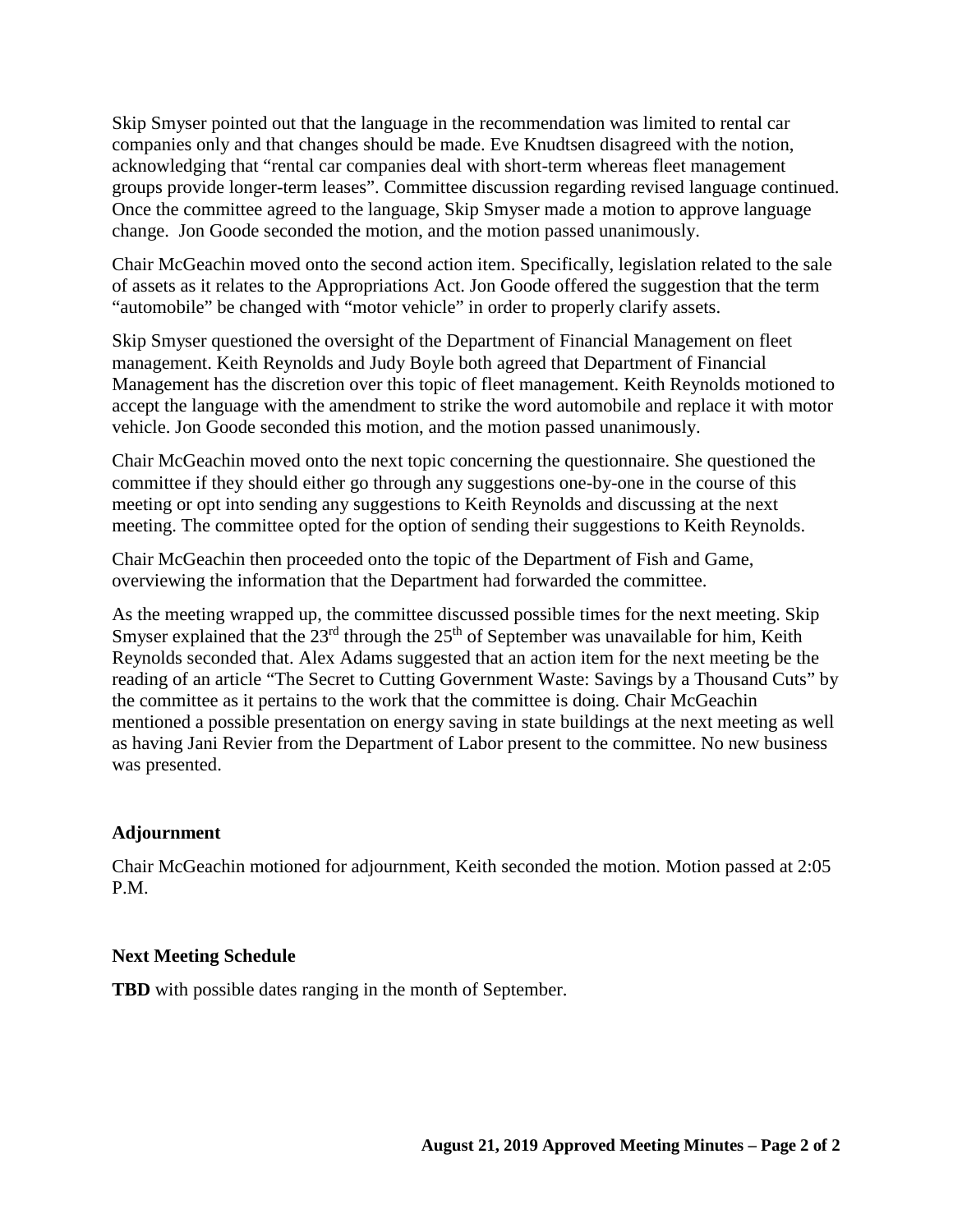Skip Smyser pointed out that the language in the recommendation was limited to rental car companies only and that changes should be made. Eve Knudtsen disagreed with the notion, acknowledging that "rental car companies deal with short-term whereas fleet management groups provide longer-term leases". Committee discussion regarding revised language continued. Once the committee agreed to the language, Skip Smyser made a motion to approve language change. Jon Goode seconded the motion, and the motion passed unanimously.

Chair McGeachin moved onto the second action item. Specifically, legislation related to the sale of assets as it relates to the Appropriations Act. Jon Goode offered the suggestion that the term "automobile" be changed with "motor vehicle" in order to properly clarify assets.

Skip Smyser questioned the oversight of the Department of Financial Management on fleet management. Keith Reynolds and Judy Boyle both agreed that Department of Financial Management has the discretion over this topic of fleet management. Keith Reynolds motioned to accept the language with the amendment to strike the word automobile and replace it with motor vehicle. Jon Goode seconded this motion, and the motion passed unanimously.

Chair McGeachin moved onto the next topic concerning the questionnaire. She questioned the committee if they should either go through any suggestions one-by-one in the course of this meeting or opt into sending any suggestions to Keith Reynolds and discussing at the next meeting. The committee opted for the option of sending their suggestions to Keith Reynolds.

Chair McGeachin then proceeded onto the topic of the Department of Fish and Game, overviewing the information that the Department had forwarded the committee.

As the meeting wrapped up, the committee discussed possible times for the next meeting. Skip Smyser explained that the 23rd through the 25th of September was unavailable for him, Keith Reynolds seconded that. Alex Adams suggested that an action item for the next meeting be the reading of an article "The Secret to Cutting Government Waste: Savings by a Thousand Cuts" by the committee as it pertains to the work that the committee is doing. Chair McGeachin mentioned a possible presentation on energy saving in state buildings at the next meeting as well as having Jani Revier from the Department of Labor present to the committee. No new business was presented.

### Adjournment

Chair McGeachin motioned for adjournment, Keith seconded the motion. Motion passed at 2:05 P.M.

### Next Meeting Schedule

**TBD** with possible dates ranging in the month of September.